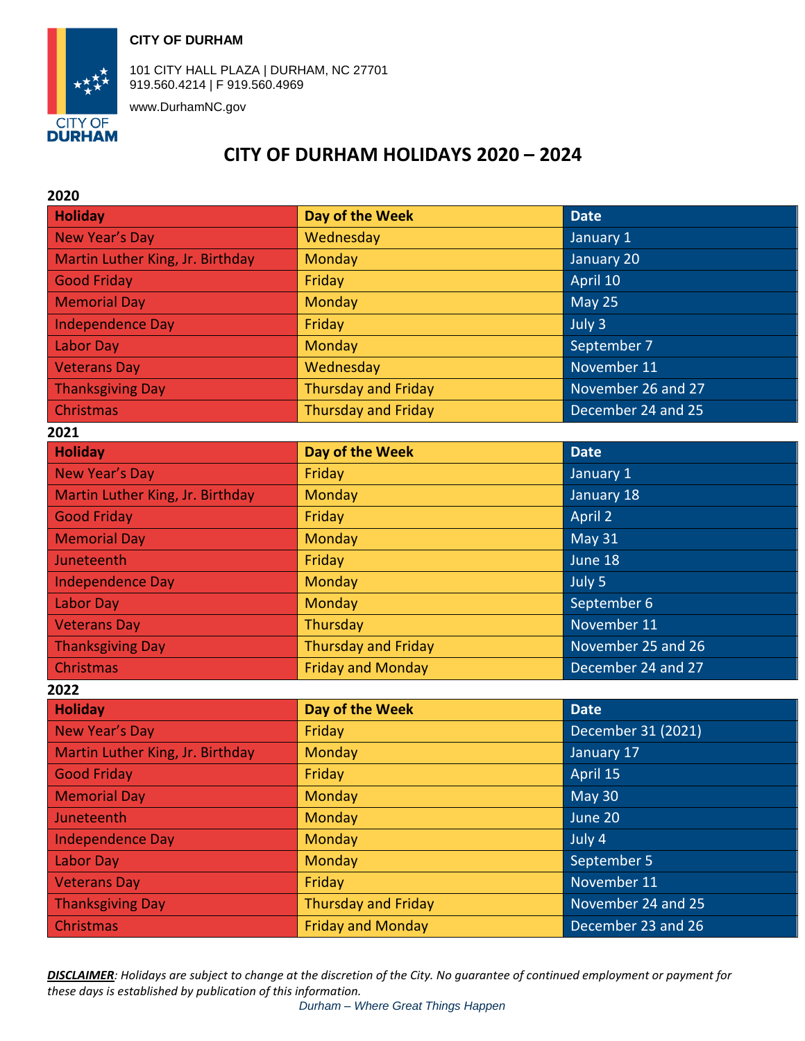**CITY OF DURHAM**

101 CITY HALL PLAZA | DURHAM, NC 27701
919.560.4214 | F 919.560.4969

www.DurhamNC.gov

# CITY OF DURHAM HOLIDAYS 2020 – 2024

**2020**

| Holiday | Day of the Week | Date |
|---|---|---|
| New Year's Day | Wednesday | January 1 |
| Martin Luther King, Jr. Birthday | Monday | January 20 |
| Good Friday | Friday | April 10 |
| Memorial Day | Monday | May 25 |
| Independence Day | Friday | July 3 |
| Labor Day | Monday | September 7 |
| Veterans Day | Wednesday | November 11 |
| Thanksgiving Day | Thursday and Friday | November 26 and 27 |
| Christmas | Thursday and Friday | December 24 and 25 |

**2021**

| Holiday | Day of the Week | Date |
|---|---|---|
| New Year's Day | Friday | January 1 |
| Martin Luther King, Jr. Birthday | Monday | January 18 |
| Good Friday | Friday | April 2 |
| Memorial Day | Monday | May 31 |
| Juneteenth | Friday | June 18 |
| Independence Day | Monday | July 5 |
| Labor Day | Monday | September 6 |
| Veterans Day | Thursday | November 11 |
| Thanksgiving Day | Thursday and Friday | November 25 and 26 |
| Christmas | Friday and Monday | December 24 and 27 |

**2022**

| Holiday | Day of the Week | Date |
|---|---|---|
| New Year's Day | Friday | December 31 (2021) |
| Martin Luther King, Jr. Birthday | Monday | January 17 |
| Good Friday | Friday | April 15 |
| Memorial Day | Monday | May 30 |
| Juneteenth | Monday | June 20 |
| Independence Day | Monday | July 4 |
| Labor Day | Monday | September 5 |
| Veterans Day | Friday | November 11 |
| Thanksgiving Day | Thursday and Friday | November 24 and 25 |
| Christmas | Friday and Monday | December 23 and 26 |

***DISCLAIMER**: Holidays are subject to change at the discretion of the City. No guarantee of continued employment or payment for these days is established by publication of this information.*

*Durham – Where Great Things Happen*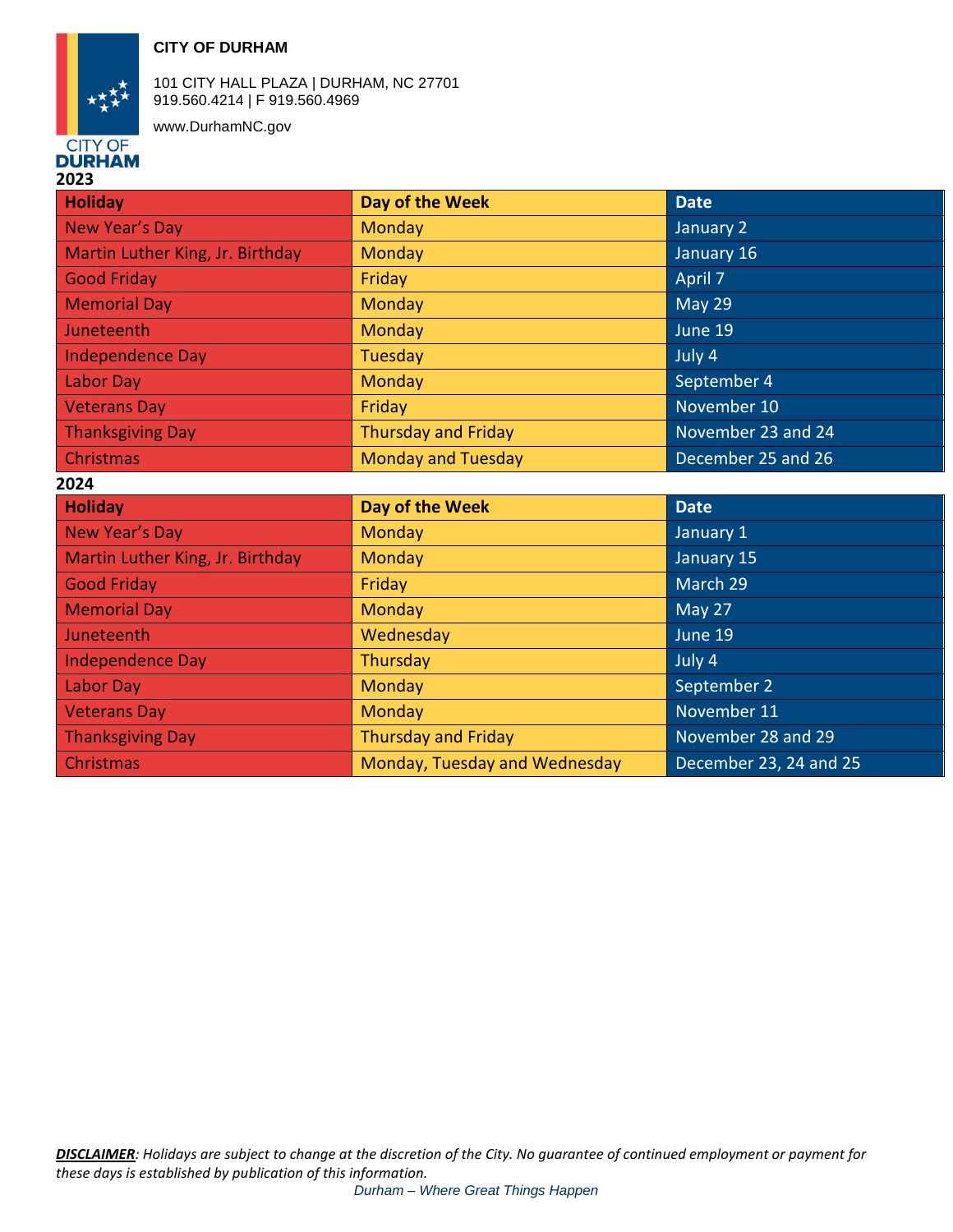**CITY OF DURHAM**

101 CITY HALL PLAZA | DURHAM, NC 27701
919.560.4214 | F 919.560.4969

www.DurhamNC.gov

**2023**

| Holiday | Day of the Week | Date |
|---|---|---|
| New Year's Day | Monday | January 2 |
| Martin Luther King, Jr. Birthday | Monday | January 16 |
| Good Friday | Friday | April 7 |
| Memorial Day | Monday | May 29 |
| Juneteenth | Monday | June 19 |
| Independence Day | Tuesday | July 4 |
| Labor Day | Monday | September 4 |
| Veterans Day | Friday | November 10 |
| Thanksgiving Day | Thursday and Friday | November 23 and 24 |
| Christmas | Monday and Tuesday | December 25 and 26 |

**2024**

| Holiday | Day of the Week | Date |
|---|---|---|
| New Year's Day | Monday | January 1 |
| Martin Luther King, Jr. Birthday | Monday | January 15 |
| Good Friday | Friday | March 29 |
| Memorial Day | Monday | May 27 |
| Juneteenth | Wednesday | June 19 |
| Independence Day | Thursday | July 4 |
| Labor Day | Monday | September 2 |
| Veterans Day | Monday | November 11 |
| Thanksgiving Day | Thursday and Friday | November 28 and 29 |
| Christmas | Monday, Tuesday and Wednesday | December 23, 24 and 25 |

***DISCLAIMER****: Holidays are subject to change at the discretion of the City. No guarantee of continued employment or payment for these days is established by publication of this information.*

*Durham – Where Great Things Happen*